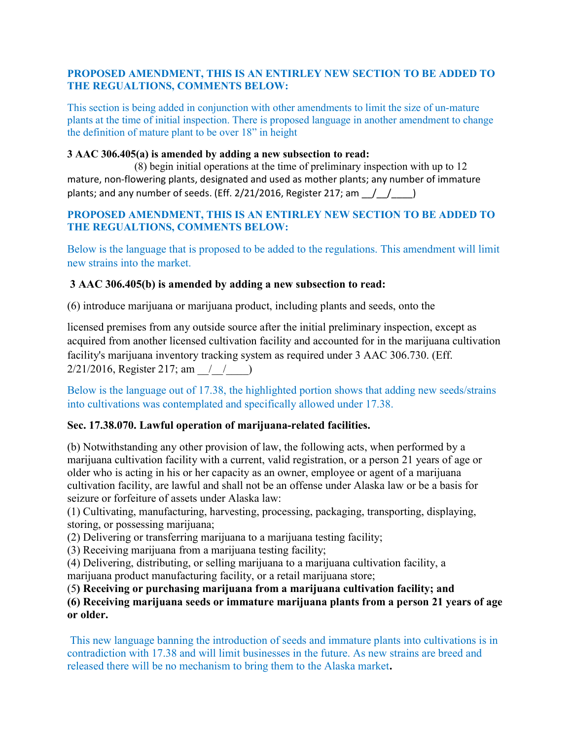**PROPOSED AMENDMENT, THIS IS AN ENTIRLEY NEW SECTION TO BE ADDED TO THE REGUALTIONS, COMMENTS BELOW:**

This section is being added in conjunction with other amendments to limit the size of un-mature plants at the time of initial inspection. There is proposed language in another amendment to change the definition of mature plant to be over 18" in height

**3 AAC 306.405(a) is amended by adding a new subsection to read:**

(8) begin initial operations at the time of preliminary inspection with up to 12 mature, non-flowering plants, designated and used as mother plants; any number of immature plants; and any number of seeds. (Eff. 2/21/2016, Register 217; am __/__/____)

**PROPOSED AMENDMENT, THIS IS AN ENTIRLEY NEW SECTION TO BE ADDED TO THE REGUALTIONS, COMMENTS BELOW:**

Below is the language that is proposed to be added to the regulations. This amendment will limit new strains into the market.

**3 AAC 306.405(b) is amended by adding a new subsection to read:**

(6) introduce marijuana or marijuana product, including plants and seeds, onto the

licensed premises from any outside source after the initial preliminary inspection, except as acquired from another licensed cultivation facility and accounted for in the marijuana cultivation facility's marijuana inventory tracking system as required under 3 AAC 306.730. (Eff. 2/21/2016, Register 217; am __/__/____)

Below is the language out of 17.38, the highlighted portion shows that adding new seeds/strains into cultivations was contemplated and specifically allowed under 17.38.

**Sec. 17.38.070. Lawful operation of marijuana-related facilities.**

(b) Notwithstanding any other provision of law, the following acts, when performed by a marijuana cultivation facility with a current, valid registration, or a person 21 years of age or older who is acting in his or her capacity as an owner, employee or agent of a marijuana cultivation facility, are lawful and shall not be an offense under Alaska law or be a basis for seizure or forfeiture of assets under Alaska law:

(1) Cultivating, manufacturing, harvesting, processing, packaging, transporting, displaying, storing, or possessing marijuana;

(2) Delivering or transferring marijuana to a marijuana testing facility;

(3) Receiving marijuana from a marijuana testing facility;

(4) Delivering, distributing, or selling marijuana to a marijuana cultivation facility, a marijuana product manufacturing facility, or a retail marijuana store;

(5**) Receiving or purchasing marijuana from a marijuana cultivation facility; and**

**(6) Receiving marijuana seeds or immature marijuana plants from a person 21 years of age or older.**

This new language banning the introduction of seeds and immature plants into cultivations is in contradiction with 17.38 and will limit businesses in the future. As new strains are breed and released there will be no mechanism to bring them to the Alaska market**.**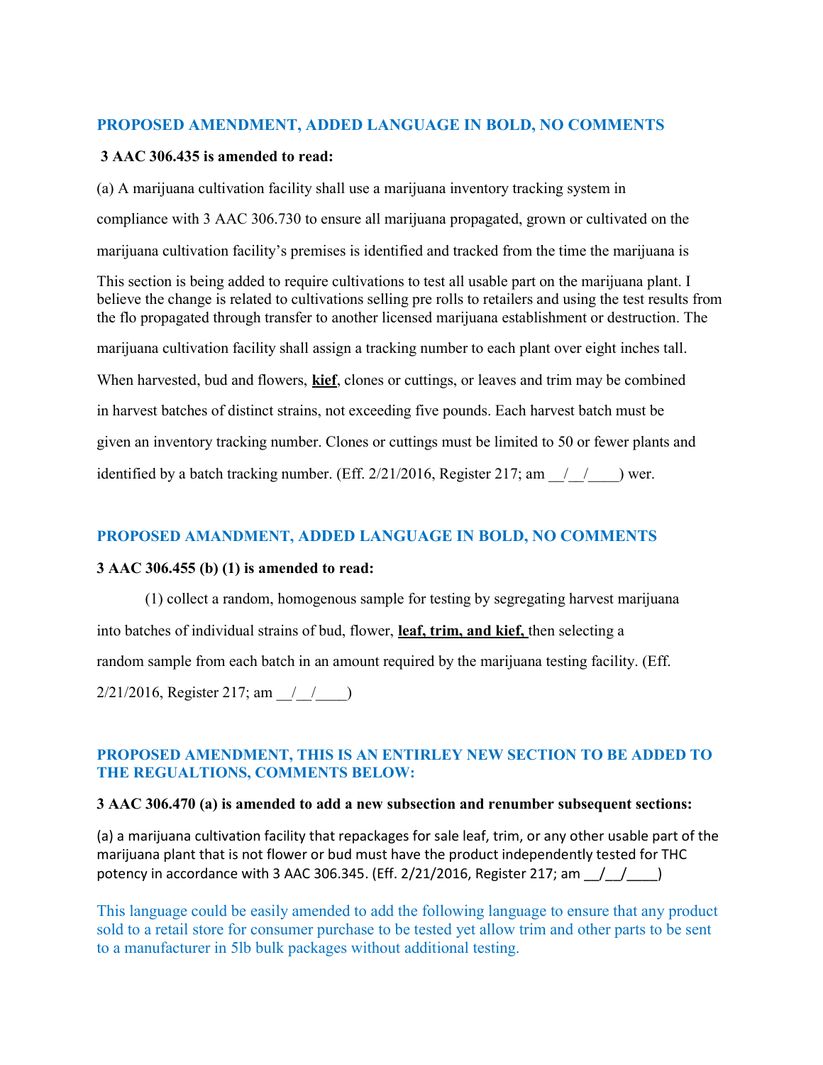**PROPOSED AMENDMENT, ADDED LANGUAGE IN BOLD, NO COMMENTS**

**3 AAC 306.435 is amended to read:**

(a) A marijuana cultivation facility shall use a marijuana inventory tracking system in compliance with 3 AAC 306.730 to ensure all marijuana propagated, grown or cultivated on the marijuana cultivation facility's premises is identified and tracked from the time the marijuana is

This section is being added to require cultivations to test all usable part on the marijuana plant. I believe the change is related to cultivations selling pre rolls to retailers and using the test results from the flo propagated through transfer to another licensed marijuana establishment or destruction. The marijuana cultivation facility shall assign a tracking number to each plant over eight inches tall. When harvested, bud and flowers, **kief**, clones or cuttings, or leaves and trim may be combined in harvest batches of distinct strains, not exceeding five pounds. Each harvest batch must be given an inventory tracking number. Clones or cuttings must be limited to 50 or fewer plants and identified by a batch tracking number. (Eff. 2/21/2016, Register 217; am \_\_/\_\_/\_\_\_\_) wer.

**PROPOSED AMANDMENT, ADDED LANGUAGE IN BOLD, NO COMMENTS**

**3 AAC 306.455 (b) (1) is amended to read:**

(1) collect a random, homogenous sample for testing by segregating harvest marijuana into batches of individual strains of bud, flower, **leaf, trim, and kief,** then selecting a random sample from each batch in an amount required by the marijuana testing facility. (Eff. 2/21/2016, Register 217; am \_\_/\_\_/\_\_\_\_)

**PROPOSED AMENDMENT, THIS IS AN ENTIRLEY NEW SECTION TO BE ADDED TO THE REGUALTIONS, COMMENTS BELOW:**

**3 AAC 306.470 (a) is amended to add a new subsection and renumber subsequent sections:**

(a) a marijuana cultivation facility that repackages for sale leaf, trim, or any other usable part of the marijuana plant that is not flower or bud must have the product independently tested for THC potency in accordance with 3 AAC 306.345. (Eff. 2/21/2016, Register 217; am \_\_/\_\_/\_\_\_\_)

This language could be easily amended to add the following language to ensure that any product sold to a retail store for consumer purchase to be tested yet allow trim and other parts to be sent to a manufacturer in 5lb bulk packages without additional testing.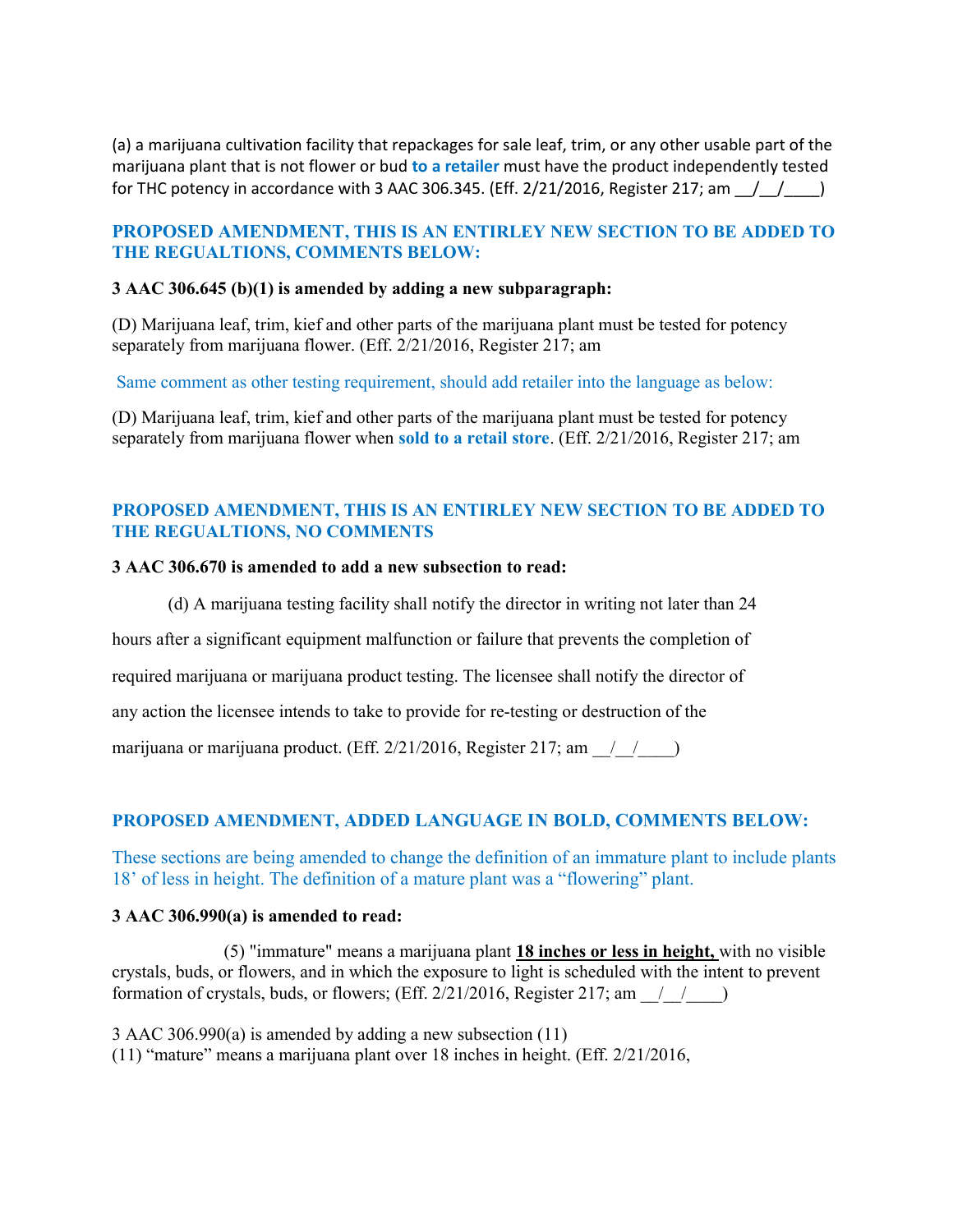(a) a marijuana cultivation facility that repackages for sale leaf, trim, or any other usable part of the marijuana plant that is not flower or bud **to a retailer** must have the product independently tested for THC potency in accordance with 3 AAC 306.345. (Eff. 2/21/2016, Register 217; am __/__/____)

**PROPOSED AMENDMENT, THIS IS AN ENTIRLEY NEW SECTION TO BE ADDED TO THE REGUALTIONS, COMMENTS BELOW:**

**3 AAC 306.645 (b)(1) is amended by adding a new subparagraph:**

(D) Marijuana leaf, trim, kief and other parts of the marijuana plant must be tested for potency separately from marijuana flower. (Eff. 2/21/2016, Register 217; am

Same comment as other testing requirement, should add retailer into the language as below:

(D) Marijuana leaf, trim, kief and other parts of the marijuana plant must be tested for potency separately from marijuana flower when **sold to a retail store**. (Eff. 2/21/2016, Register 217; am

**PROPOSED AMENDMENT, THIS IS AN ENTIRLEY NEW SECTION TO BE ADDED TO THE REGUALTIONS, NO COMMENTS**

**3 AAC 306.670 is amended to add a new subsection to read:**

(d) A marijuana testing facility shall notify the director in writing not later than 24 hours after a significant equipment malfunction or failure that prevents the completion of required marijuana or marijuana product testing. The licensee shall notify the director of any action the licensee intends to take to provide for re-testing or destruction of the marijuana or marijuana product. (Eff. 2/21/2016, Register 217; am __/__/____)

**PROPOSED AMENDMENT, ADDED LANGUAGE IN BOLD, COMMENTS BELOW:**

These sections are being amended to change the definition of an immature plant to include plants 18' of less in height. The definition of a mature plant was a "flowering" plant.

**3 AAC 306.990(a) is amended to read:**

(5) "immature" means a marijuana plant **18 inches or less in height,** with no visible crystals, buds, or flowers, and in which the exposure to light is scheduled with the intent to prevent formation of crystals, buds, or flowers; (Eff. 2/21/2016, Register 217; am __/__/____)

3 AAC 306.990(a) is amended by adding a new subsection (11)
(11) "mature" means a marijuana plant over 18 inches in height. (Eff. 2/21/2016,